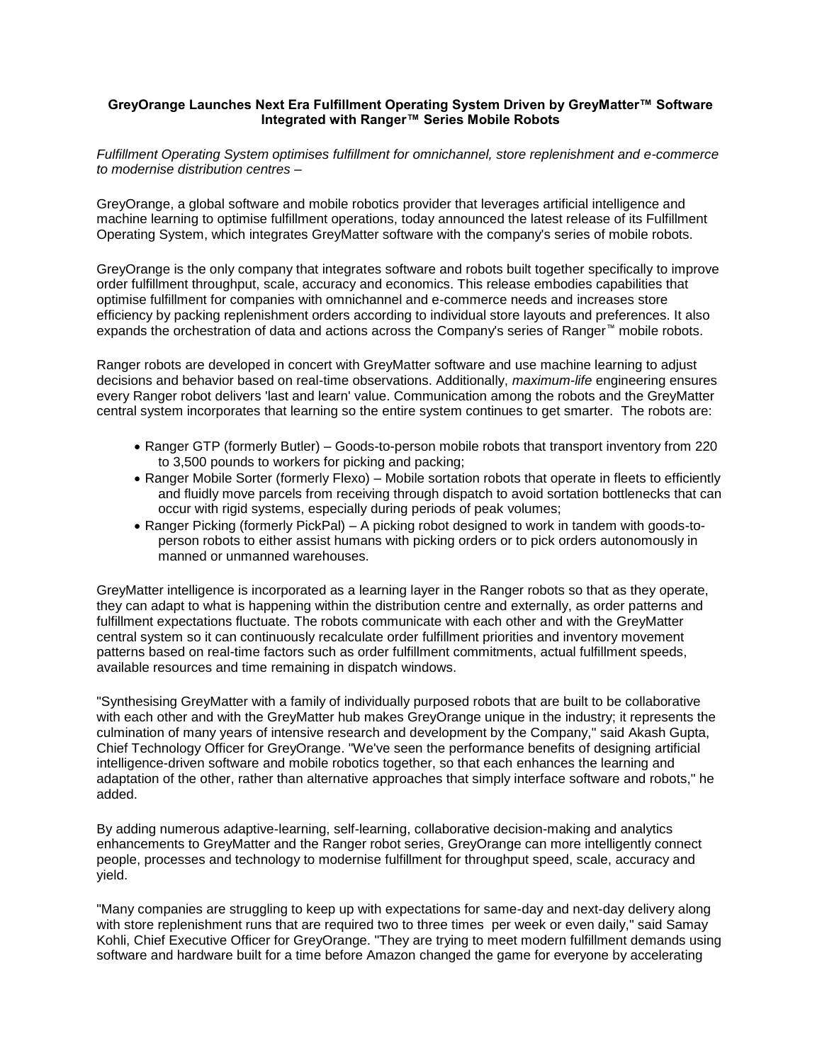# GreyOrange Launches Next Era Fulfillment Operating System Driven by GreyMatter™ Software Integrated with Ranger™ Series Mobile Robots

*Fulfillment Operating System optimises fulfillment for omnichannel, store replenishment and e-commerce to modernise distribution centres –*

GreyOrange, a global software and mobile robotics provider that leverages artificial intelligence and machine learning to optimise fulfillment operations, today announced the latest release of its Fulfillment Operating System, which integrates GreyMatter software with the company's series of mobile robots.

GreyOrange is the only company that integrates software and robots built together specifically to improve order fulfillment throughput, scale, accuracy and economics. This release embodies capabilities that optimise fulfillment for companies with omnichannel and e-commerce needs and increases store efficiency by packing replenishment orders according to individual store layouts and preferences. It also expands the orchestration of data and actions across the Company's series of Ranger™ mobile robots.

Ranger robots are developed in concert with GreyMatter software and use machine learning to adjust decisions and behavior based on real-time observations. Additionally, *maximum-life* engineering ensures every Ranger robot delivers 'last and learn' value. Communication among the robots and the GreyMatter central system incorporates that learning so the entire system continues to get smarter. The robots are:

- Ranger GTP (formerly Butler) – Goods-to-person mobile robots that transport inventory from 220 to 3,500 pounds to workers for picking and packing;
- Ranger Mobile Sorter (formerly Flexo) – Mobile sortation robots that operate in fleets to efficiently and fluidly move parcels from receiving through dispatch to avoid sortation bottlenecks that can occur with rigid systems, especially during periods of peak volumes;
- Ranger Picking (formerly PickPal) – A picking robot designed to work in tandem with goods-to-person robots to either assist humans with picking orders or to pick orders autonomously in manned or unmanned warehouses.

GreyMatter intelligence is incorporated as a learning layer in the Ranger robots so that as they operate, they can adapt to what is happening within the distribution centre and externally, as order patterns and fulfillment expectations fluctuate. The robots communicate with each other and with the GreyMatter central system so it can continuously recalculate order fulfillment priorities and inventory movement patterns based on real-time factors such as order fulfillment commitments, actual fulfillment speeds, available resources and time remaining in dispatch windows.

"Synthesising GreyMatter with a family of individually purposed robots that are built to be collaborative with each other and with the GreyMatter hub makes GreyOrange unique in the industry; it represents the culmination of many years of intensive research and development by the Company," said Akash Gupta, Chief Technology Officer for GreyOrange. "We've seen the performance benefits of designing artificial intelligence-driven software and mobile robotics together, so that each enhances the learning and adaptation of the other, rather than alternative approaches that simply interface software and robots," he added.

By adding numerous adaptive-learning, self-learning, collaborative decision-making and analytics enhancements to GreyMatter and the Ranger robot series, GreyOrange can more intelligently connect people, processes and technology to modernise fulfillment for throughput speed, scale, accuracy and yield.

"Many companies are struggling to keep up with expectations for same-day and next-day delivery along with store replenishment runs that are required two to three times per week or even daily," said Samay Kohli, Chief Executive Officer for GreyOrange. "They are trying to meet modern fulfillment demands using software and hardware built for a time before Amazon changed the game for everyone by accelerating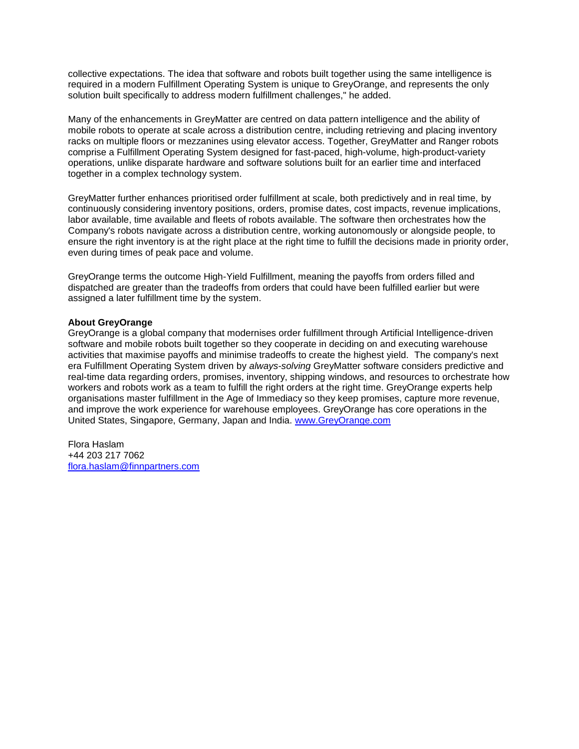collective expectations. The idea that software and robots built together using the same intelligence is required in a modern Fulfillment Operating System is unique to GreyOrange, and represents the only solution built specifically to address modern fulfillment challenges," he added.

Many of the enhancements in GreyMatter are centred on data pattern intelligence and the ability of mobile robots to operate at scale across a distribution centre, including retrieving and placing inventory racks on multiple floors or mezzanines using elevator access. Together, GreyMatter and Ranger robots comprise a Fulfillment Operating System designed for fast-paced, high-volume, high-product-variety operations, unlike disparate hardware and software solutions built for an earlier time and interfaced together in a complex technology system.

GreyMatter further enhances prioritised order fulfillment at scale, both predictively and in real time, by continuously considering inventory positions, orders, promise dates, cost impacts, revenue implications, labor available, time available and fleets of robots available. The software then orchestrates how the Company's robots navigate across a distribution centre, working autonomously or alongside people, to ensure the right inventory is at the right place at the right time to fulfill the decisions made in priority order, even during times of peak pace and volume.

GreyOrange terms the outcome High-Yield Fulfillment, meaning the payoffs from orders filled and dispatched are greater than the tradeoffs from orders that could have been fulfilled earlier but were assigned a later fulfillment time by the system.

**About GreyOrange**

GreyOrange is a global company that modernises order fulfillment through Artificial Intelligence-driven software and mobile robots built together so they cooperate in deciding on and executing warehouse activities that maximise payoffs and minimise tradeoffs to create the highest yield. The company's next era Fulfillment Operating System driven by *always-solving* GreyMatter software considers predictive and real-time data regarding orders, promises, inventory, shipping windows, and resources to orchestrate how workers and robots work as a team to fulfill the right orders at the right time. GreyOrange experts help organisations master fulfillment in the Age of Immediacy so they keep promises, capture more revenue, and improve the work experience for warehouse employees. GreyOrange has core operations in the United States, Singapore, Germany, Japan and India. [www.GreyOrange.com](http://www.GreyOrange.com)

Flora Haslam
+44 203 217 7062
[flora.haslam@finnpartners.com](mailto:flora.haslam@finnpartners.com)